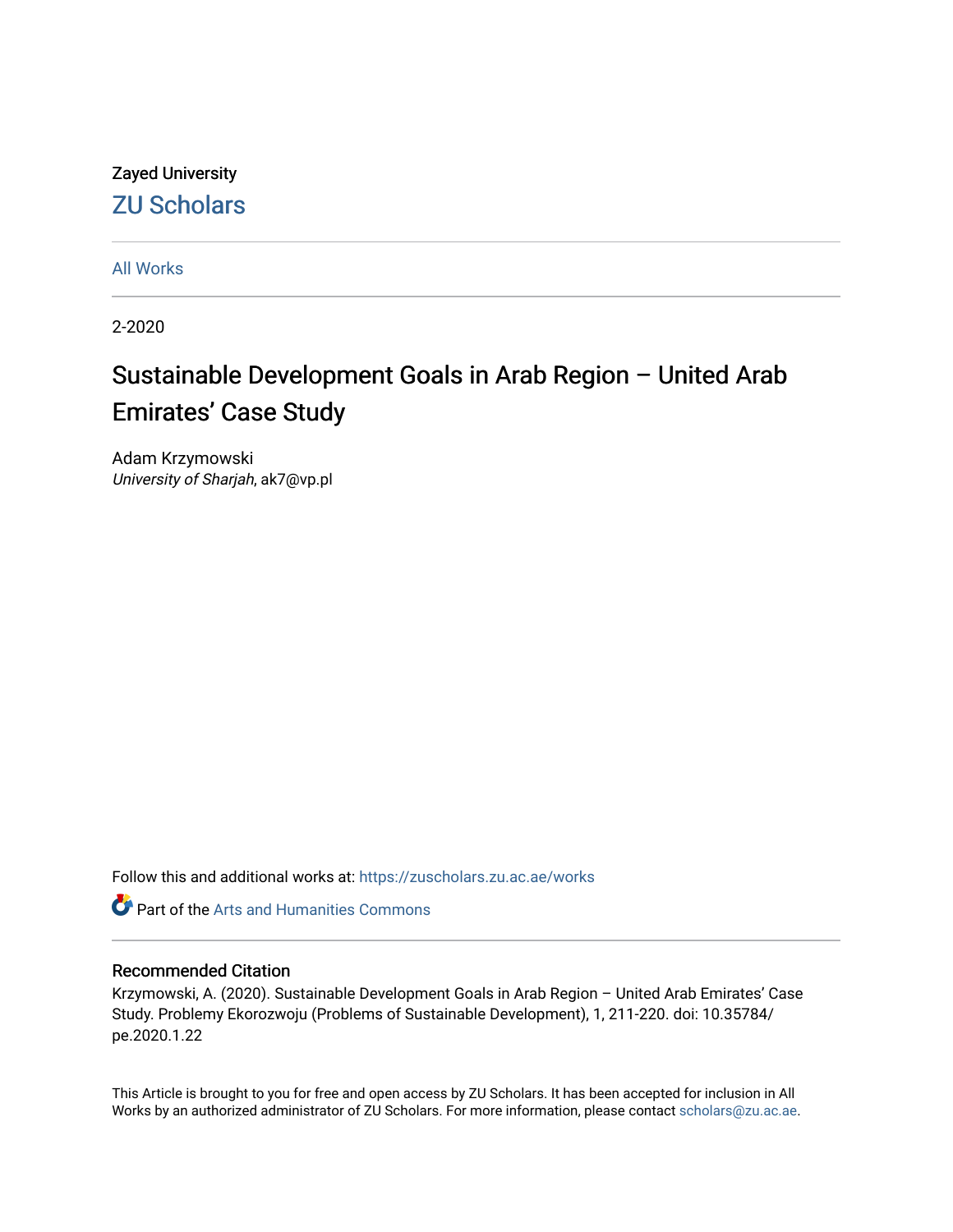Zayed University

ZU Scholars

All Works

2-2020

# Sustainable Development Goals in Arab Region – United Arab Emirates' Case Study

Adam Krzymowski
*University of Sharjah*, ak7@vp.pl

Follow this and additional works at: https://zuscholars.zu.ac.ae/works

Part of the Arts and Humanities Commons

## Recommended Citation

Krzymowski, A. (2020). Sustainable Development Goals in Arab Region – United Arab Emirates' Case Study. Problemy Ekorozwoju (Problems of Sustainable Development), 1, 211-220. doi: 10.35784/pe.2020.1.22

This Article is brought to you for free and open access by ZU Scholars. It has been accepted for inclusion in All Works by an authorized administrator of ZU Scholars. For more information, please contact scholars@zu.ac.ae.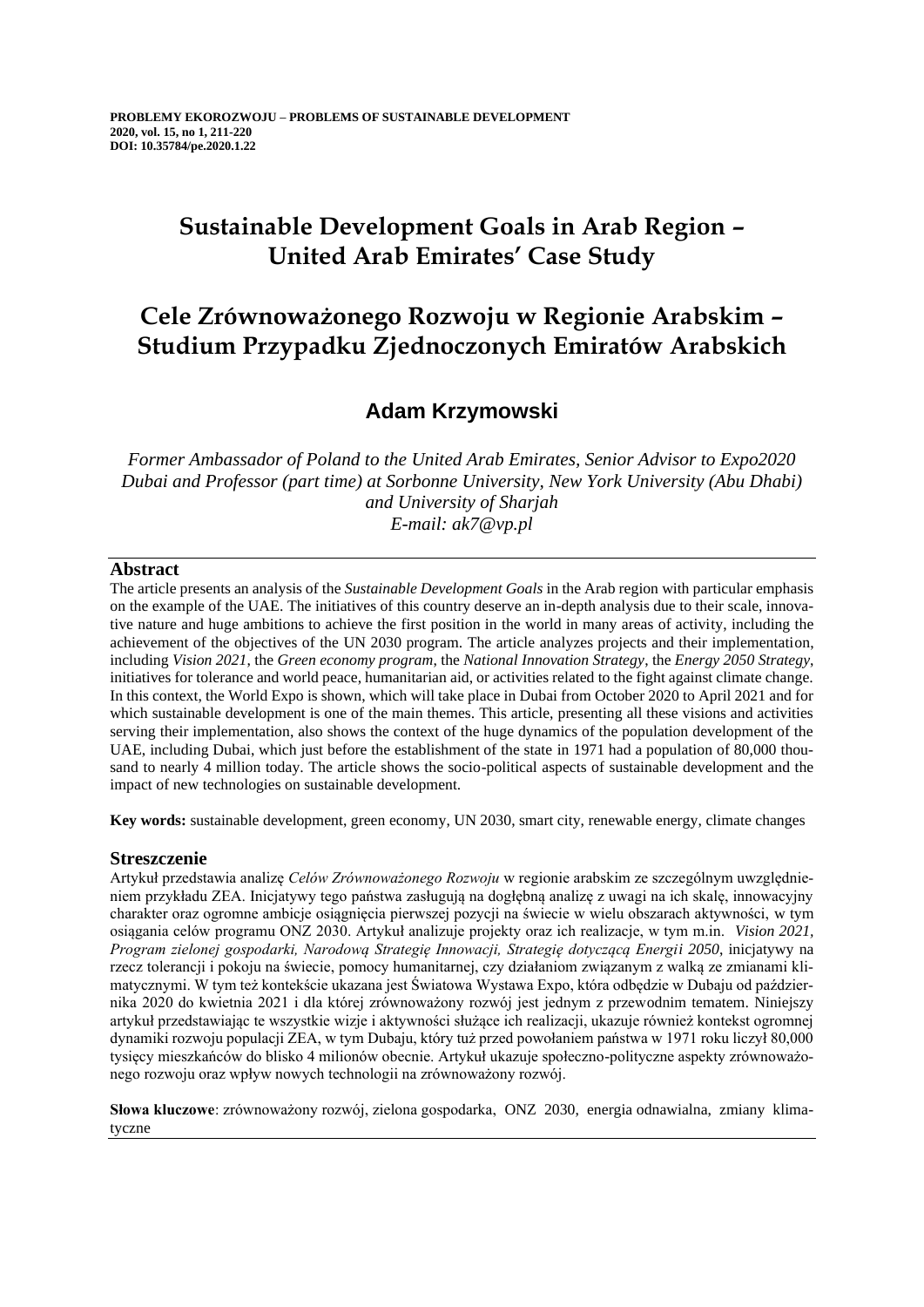# Sustainable Development Goals in Arab Region – United Arab Emirates' Case Study

# Cele Zrównoważonego Rozwoju w Regionie Arabskim – Studium Przypadku Zjednoczonych Emiratów Arabskich

## Adam Krzymowski

*Former Ambassador of Poland to the United Arab Emirates, Senior Advisor to Expo2020 Dubai and Professor (part time) at Sorbonne University, New York University (Abu Dhabi) and University of Sharjah*
*E-mail: ak7@vp.pl*

### Abstract

The article presents an analysis of the *Sustainable Development Goals* in the Arab region with particular emphasis on the example of the UAE. The initiatives of this country deserve an in-depth analysis due to their scale, innovative nature and huge ambitions to achieve the first position in the world in many areas of activity, including the achievement of the objectives of the UN 2030 program. The article analyzes projects and their implementation, including *Vision 2021*, the *Green economy program*, the *National Innovation Strategy*, the *Energy 2050 Strategy*, initiatives for tolerance and world peace, humanitarian aid, or activities related to the fight against climate change. In this context, the World Expo is shown, which will take place in Dubai from October 2020 to April 2021 and for which sustainable development is one of the main themes. This article, presenting all these visions and activities serving their implementation, also shows the context of the huge dynamics of the population development of the UAE, including Dubai, which just before the establishment of the state in 1971 had a population of 80,000 thousand to nearly 4 million today. The article shows the socio-political aspects of sustainable development and the impact of new technologies on sustainable development.

**Key words:** sustainable development, green economy, UN 2030, smart city, renewable energy, climate changes

### Streszczenie

Artykuł przedstawia analizę *Celów Zrównoważonego Rozwoju* w regionie arabskim ze szczególnym uwzględnieniem przykładu ZEA. Inicjatywy tego państwa zasługują na dogłębną analizę z uwagi na ich skalę, innowacyjny charakter oraz ogromne ambicje osiągnięcia pierwszej pozycji na świecie w wielu obszarach aktywności, w tym osiągania celów programu ONZ 2030. Artykuł analizuje projekty oraz ich realizacje, w tym m.in. *Vision 2021, Program zielonej gospodarki, Narodową Strategię Innowacji, Strategię dotyczącą Energii 2050*, inicjatywy na rzecz tolerancji i pokoju na świecie, pomocy humanitarnej, czy działaniom związanym z walką ze zmianami klimatycznymi. W tym też kontekście ukazana jest Światowa Wystawa Expo, która odbędzie się w Dubaju od października 2020 do kwietnia 2021 i dla której zrównoważony rozwój jest jednym z przewodnim tematem. Niniejszy artykuł przedstawiając te wszystkie wizje i aktywności służące ich realizacji, ukazuje również kontekst ogromnej dynamiki rozwoju populacji ZEA, w tym Dubaju, który tuż przed powołaniem państwa w 1971 roku liczył 80,000 tysięcy mieszkańców do blisko 4 milionów obecnie. Artykuł ukazuje społeczno-polityczne aspekty zrównoważonego rozwoju oraz wpływ nowych technologii na zrównoważony rozwój.

**Słowa kluczowe**: zrównoważony rozwój, zielona gospodarka, ONZ 2030, energia odnawialna, zmiany klimatyczne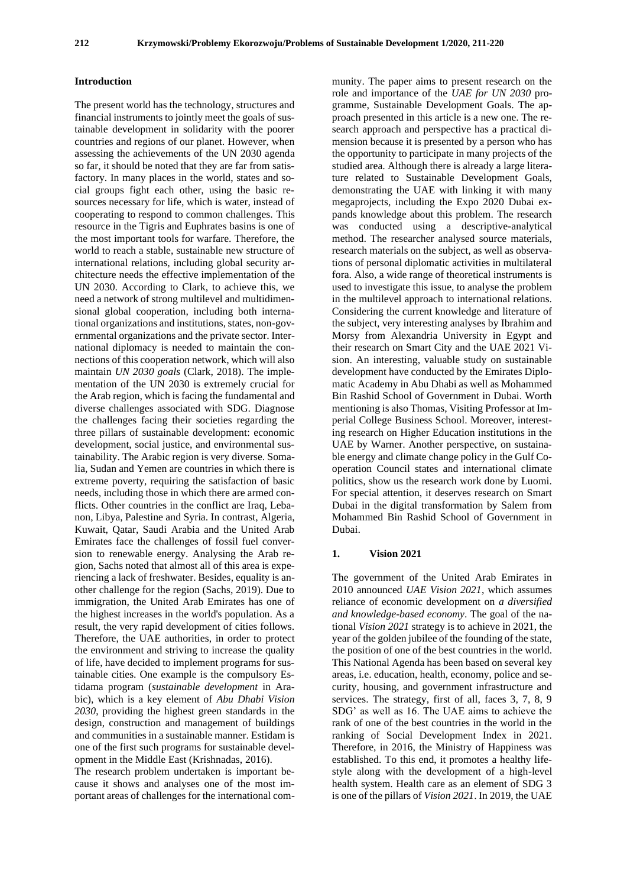## Introduction

The present world has the technology, structures and financial instruments to jointly meet the goals of sustainable development in solidarity with the poorer countries and regions of our planet. However, when assessing the achievements of the UN 2030 agenda so far, it should be noted that they are far from satisfactory. In many places in the world, states and social groups fight each other, using the basic resources necessary for life, which is water, instead of cooperating to respond to common challenges. This resource in the Tigris and Euphrates basins is one of the most important tools for warfare. Therefore, the world to reach a stable, sustainable new structure of international relations, including global security architecture needs the effective implementation of the UN 2030. According to Clark, to achieve this, we need a network of strong multilevel and multidimensional global cooperation, including both international organizations and institutions, states, non-governmental organizations and the private sector. International diplomacy is needed to maintain the connections of this cooperation network, which will also maintain *UN 2030 goals* (Clark, 2018). The implementation of the UN 2030 is extremely crucial for the Arab region, which is facing the fundamental and diverse challenges associated with SDG. Diagnose the challenges facing their societies regarding the three pillars of sustainable development: economic development, social justice, and environmental sustainability. The Arabic region is very diverse. Somalia, Sudan and Yemen are countries in which there is extreme poverty, requiring the satisfaction of basic needs, including those in which there are armed conflicts. Other countries in the conflict are Iraq, Lebanon, Libya, Palestine and Syria. In contrast, Algeria, Kuwait, Qatar, Saudi Arabia and the United Arab Emirates face the challenges of fossil fuel conversion to renewable energy. Analysing the Arab region, Sachs noted that almost all of this area is experiencing a lack of freshwater. Besides, equality is another challenge for the region (Sachs, 2019). Due to immigration, the United Arab Emirates has one of the highest increases in the world's population. As a result, the very rapid development of cities follows. Therefore, the UAE authorities, in order to protect the environment and striving to increase the quality of life, have decided to implement programs for sustainable cities. One example is the compulsory Estidama program (*sustainable development* in Arabic), which is a key element of *Abu Dhabi Vision 2030*, providing the highest green standards in the design, construction and management of buildings and communities in a sustainable manner. Estidam is one of the first such programs for sustainable development in the Middle East (Krishnadas, 2016).

The research problem undertaken is important because it shows and analyses one of the most important areas of challenges for the international community. The paper aims to present research on the role and importance of the *UAE for UN 2030* programme, Sustainable Development Goals. The approach presented in this article is a new one. The research approach and perspective has a practical dimension because it is presented by a person who has the opportunity to participate in many projects of the studied area. Although there is already a large literature related to Sustainable Development Goals, demonstrating the UAE with linking it with many megaprojects, including the Expo 2020 Dubai expands knowledge about this problem. The research was conducted using a descriptive-analytical method. The researcher analysed source materials, research materials on the subject, as well as observations of personal diplomatic activities in multilateral fora. Also, a wide range of theoretical instruments is used to investigate this issue, to analyse the problem in the multilevel approach to international relations. Considering the current knowledge and literature of the subject, very interesting analyses by Ibrahim and Morsy from Alexandria University in Egypt and their research on Smart City and the UAE 2021 Vision. An interesting, valuable study on sustainable development have conducted by the Emirates Diplomatic Academy in Abu Dhabi as well as Mohammed Bin Rashid School of Government in Dubai. Worth mentioning is also Thomas, Visiting Professor at Imperial College Business School. Moreover, interesting research on Higher Education institutions in the UAE by Warner. Another perspective, on sustainable energy and climate change policy in the Gulf Cooperation Council states and international climate politics, show us the research work done by Luomi. For special attention, it deserves research on Smart Dubai in the digital transformation by Salem from Mohammed Bin Rashid School of Government in Dubai.

## 1. Vision 2021

The government of the United Arab Emirates in 2010 announced *UAE Vision 2021*, which assumes reliance of economic development on *a diversified and knowledge-based economy*. The goal of the national *Vision 2021* strategy is to achieve in 2021, the year of the golden jubilee of the founding of the state, the position of one of the best countries in the world. This National Agenda has been based on several key areas, i.e. education, health, economy, police and security, housing, and government infrastructure and services. The strategy, first of all, faces 3, 7, 8, 9 SDG' as well as 16. The UAE aims to achieve the rank of one of the best countries in the world in the ranking of Social Development Index in 2021. Therefore, in 2016, the Ministry of Happiness was established. To this end, it promotes a healthy lifestyle along with the development of a high-level health system. Health care as an element of SDG 3 is one of the pillars of *Vision 2021*. In 2019, the UAE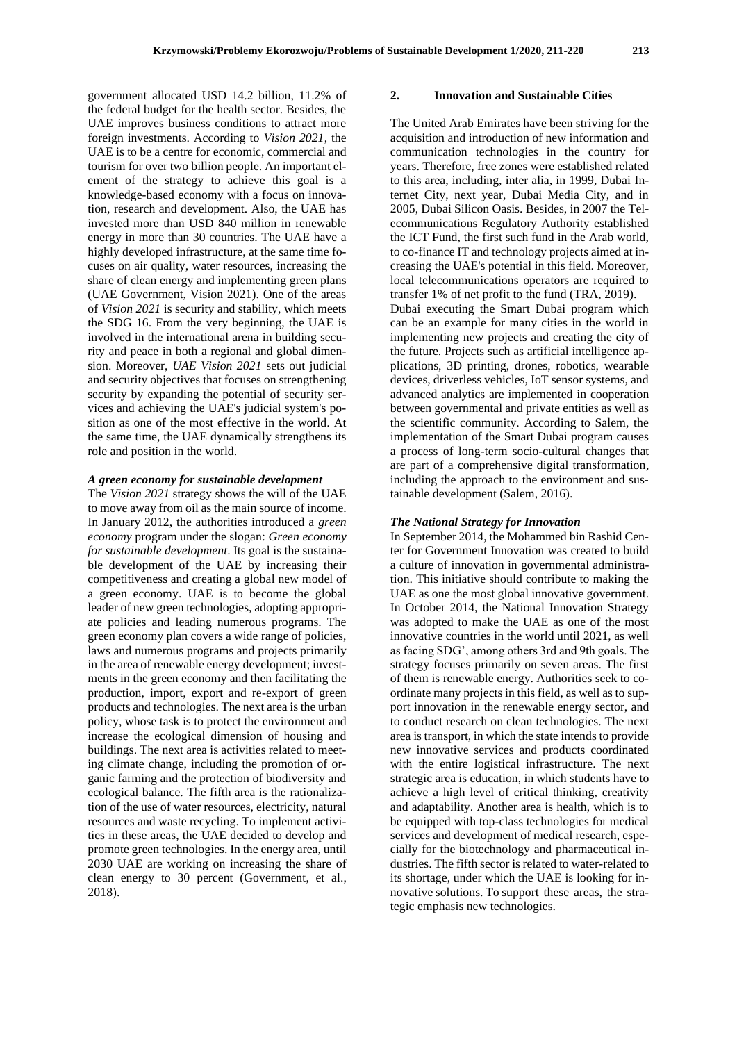government allocated USD 14.2 billion, 11.2% of the federal budget for the health sector. Besides, the UAE improves business conditions to attract more foreign investments. According to *Vision 2021*, the UAE is to be a centre for economic, commercial and tourism for over two billion people. An important element of the strategy to achieve this goal is a knowledge-based economy with a focus on innovation, research and development. Also, the UAE has invested more than USD 840 million in renewable energy in more than 30 countries. The UAE have a highly developed infrastructure, at the same time focuses on air quality, water resources, increasing the share of clean energy and implementing green plans (UAE Government, Vision 2021). One of the areas of *Vision 2021* is security and stability, which meets the SDG 16. From the very beginning, the UAE is involved in the international arena in building security and peace in both a regional and global dimension. Moreover, *UAE Vision 2021* sets out judicial and security objectives that focuses on strengthening security by expanding the potential of security services and achieving the UAE's judicial system's position as one of the most effective in the world. At the same time, the UAE dynamically strengthens its role and position in the world.

### *A green economy for sustainable development*

The *Vision 2021* strategy shows the will of the UAE to move away from oil as the main source of income. In January 2012, the authorities introduced a *green economy* program under the slogan: *Green economy for sustainable development*. Its goal is the sustainable development of the UAE by increasing their competitiveness and creating a global new model of a green economy. UAE is to become the global leader of new green technologies, adopting appropriate policies and leading numerous programs. The green economy plan covers a wide range of policies, laws and numerous programs and projects primarily in the area of renewable energy development; investments in the green economy and then facilitating the production, import, export and re-export of green products and technologies. The next area is the urban policy, whose task is to protect the environment and increase the ecological dimension of housing and buildings. The next area is activities related to meeting climate change, including the promotion of organic farming and the protection of biodiversity and ecological balance. The fifth area is the rationalization of the use of water resources, electricity, natural resources and waste recycling. To implement activities in these areas, the UAE decided to develop and promote green technologies. In the energy area, until 2030 UAE are working on increasing the share of clean energy to 30 percent (Government, et al., 2018).

## 2. Innovation and Sustainable Cities

The United Arab Emirates have been striving for the acquisition and introduction of new information and communication technologies in the country for years. Therefore, free zones were established related to this area, including, inter alia, in 1999, Dubai Internet City, next year, Dubai Media City, and in 2005, Dubai Silicon Oasis. Besides, in 2007 the Telecommunications Regulatory Authority established the ICT Fund, the first such fund in the Arab world, to co-finance IT and technology projects aimed at increasing the UAE's potential in this field. Moreover, local telecommunications operators are required to transfer 1% of net profit to the fund (TRA, 2019).

Dubai executing the Smart Dubai program which can be an example for many cities in the world in implementing new projects and creating the city of the future. Projects such as artificial intelligence applications, 3D printing, drones, robotics, wearable devices, driverless vehicles, IoT sensor systems, and advanced analytics are implemented in cooperation between governmental and private entities as well as the scientific community. According to Salem, the implementation of the Smart Dubai program causes a process of long-term socio-cultural changes that are part of a comprehensive digital transformation, including the approach to the environment and sustainable development (Salem, 2016).

### *The National Strategy for Innovation*

In September 2014, the Mohammed bin Rashid Center for Government Innovation was created to build a culture of innovation in governmental administration. This initiative should contribute to making the UAE as one the most global innovative government. In October 2014, the National Innovation Strategy was adopted to make the UAE as one of the most innovative countries in the world until 2021, as well as facing SDG', among others 3rd and 9th goals. The strategy focuses primarily on seven areas. The first of them is renewable energy. Authorities seek to coordinate many projects in this field, as well as to support innovation in the renewable energy sector, and to conduct research on clean technologies. The next area is transport, in which the state intends to provide new innovative services and products coordinated with the entire logistical infrastructure. The next strategic area is education, in which students have to achieve a high level of critical thinking, creativity and adaptability. Another area is health, which is to be equipped with top-class technologies for medical services and development of medical research, especially for the biotechnology and pharmaceutical industries. The fifth sector is related to water-related to its shortage, under which the UAE is looking for innovative solutions. To support these areas, the strategic emphasis new technologies.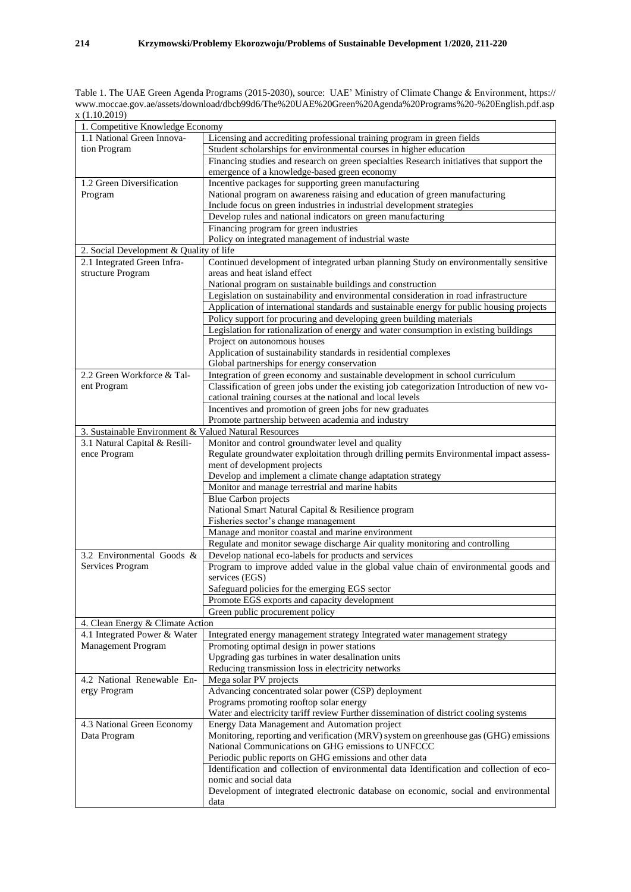Table 1. The UAE Green Agenda Programs (2015-2030), source: UAE' Ministry of Climate Change & Environment, https:// www.moccae.gov.ae/assets/download/dbcb99d6/The%20UAE%20Green%20Agenda%20Programs%20-%20English.pdf.aspx (1.10.2019)

| 1. Competitive Knowledge Economy | |
|---|---|
| 1.1 National Green Innovation Program | Licensing and accrediting professional training program in green fields |
| | Student scholarships for environmental courses in higher education |
| | Financing studies and research on green specialties Research initiatives that support the emergence of a knowledge-based green economy |
| 1.2 Green Diversification Program | Incentive packages for supporting green manufacturing<br>National program on awareness raising and education of green manufacturing<br>Include focus on green industries in industrial development strategies |
| | Develop rules and national indicators on green manufacturing |
| | Financing program for green industries<br>Policy on integrated management of industrial waste |
| **2. Social Development & Quality of life** | |
| 2.1 Integrated Green Infrastructure Program | Continued development of integrated urban planning Study on environmentally sensitive areas and heat island effect<br>National program on sustainable buildings and construction |
| | Legislation on sustainability and environmental consideration in road infrastructure |
| | Application of international standards and sustainable energy for public housing projects |
| | Policy support for procuring and developing green building materials |
| | Legislation for rationalization of energy and water consumption in existing buildings |
| | Project on autonomous houses<br>Application of sustainability standards in residential complexes<br>Global partnerships for energy conservation |
| 2.2 Green Workforce & Talent Program | Integration of green economy and sustainable development in school curriculum |
| | Classification of green jobs under the existing job categorization Introduction of new vocational training courses at the national and local levels |
| | Incentives and promotion of green jobs for new graduates<br>Promote partnership between academia and industry |
| **3. Sustainable Environment & Valued Natural Resources** | |
| 3.1 Natural Capital & Resilience Program | Monitor and control groundwater level and quality<br>Regulate groundwater exploitation through drilling permits Environmental impact assessment of development projects |
| | Develop and implement a climate change adaptation strategy |
| | Monitor and manage terrestrial and marine habits |
| | Blue Carbon projects<br>National Smart Natural Capital & Resilience program<br>Fisheries sector's change management |
| | Manage and monitor coastal and marine environment |
| | Regulate and monitor sewage discharge Air quality monitoring and controlling |
| 3.2 Environmental Goods & Services Program | Develop national eco-labels for products and services |
| | Program to improve added value in the global value chain of environmental goods and services (EGS)<br>Safeguard policies for the emerging EGS sector |
| | Promote EGS exports and capacity development |
| | Green public procurement policy |
| **4. Clean Energy & Climate Action** | |
| 4.1 Integrated Power & Water Management Program | Integrated energy management strategy Integrated water management strategy |
| | Promoting optimal design in power stations<br>Upgrading gas turbines in water desalination units<br>Reducing transmission loss in electricity networks |
| 4.2 National Renewable Energy Program | Mega solar PV projects |
| | Advancing concentrated solar power (CSP) deployment<br>Programs promoting rooftop solar energy<br>Water and electricity tariff review Further dissemination of district cooling systems |
| 4.3 National Green Economy Data Program | Energy Data Management and Automation project<br>Monitoring, reporting and verification (MRV) system on greenhouse gas (GHG) emissions<br>National Communications on GHG emissions to UNFCCC<br>Periodic public reports on GHG emissions and other data |
| | Identification and collection of environmental data Identification and collection of economic and social data<br>Development of integrated electronic database on economic, social and environmental data |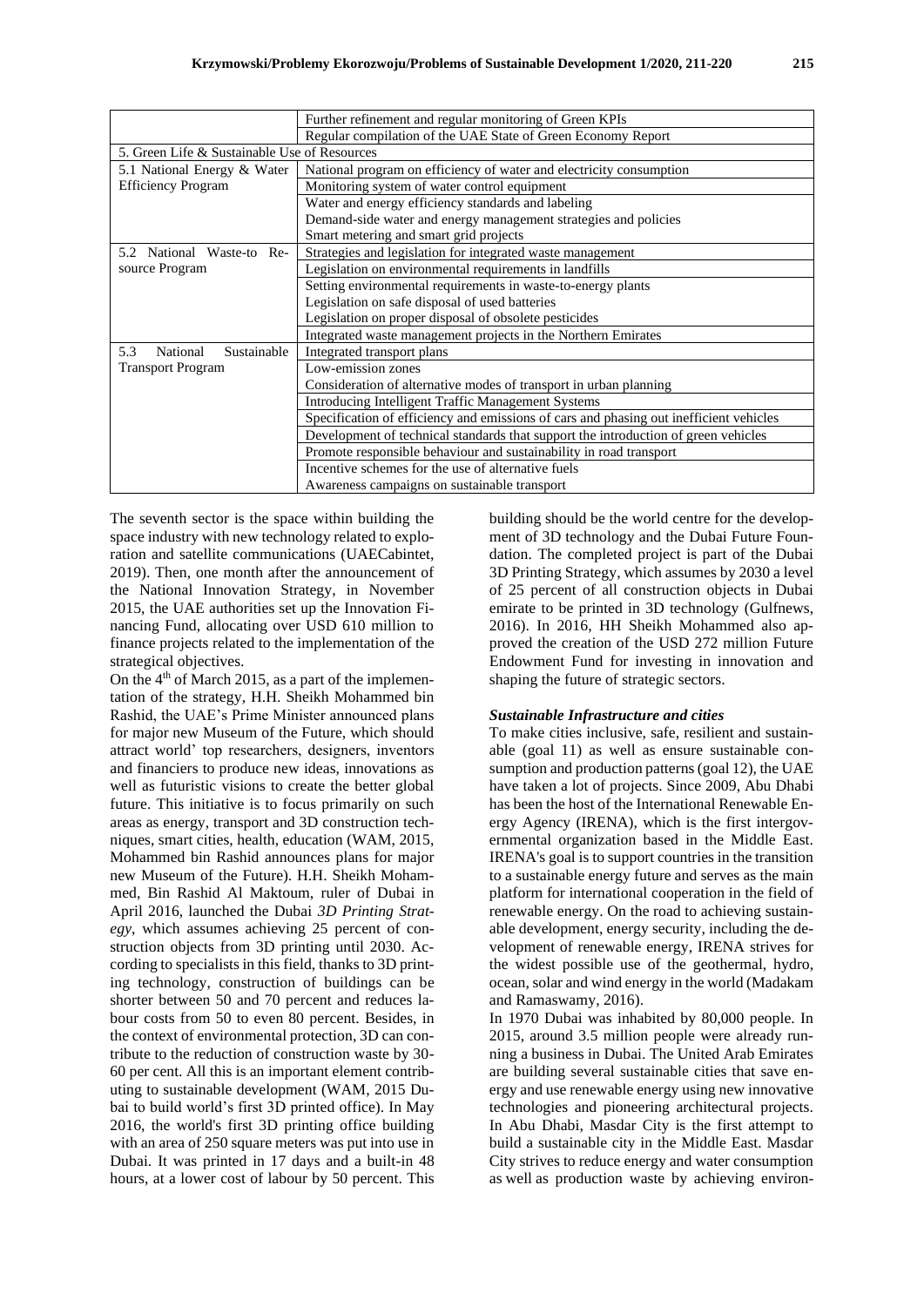| | |
|---|---|
| | Further refinement and regular monitoring of Green KPIs |
| | Regular compilation of the UAE State of Green Economy Report |
| 5. Green Life & Sustainable Use of Resources | |
| 5.1 National Energy & Water Efficiency Program | National program on efficiency of water and electricity consumption |
| | Monitoring system of water control equipment |
| | Water and energy efficiency standards and labeling |
| | Demand-side water and energy management strategies and policies |
| | Smart metering and smart grid projects |
| 5.2 National Waste-to Resource Program | Strategies and legislation for integrated waste management |
| | Legislation on environmental requirements in landfills |
| | Setting environmental requirements in waste-to-energy plants |
| | Legislation on safe disposal of used batteries |
| | Legislation on proper disposal of obsolete pesticides |
| | Integrated waste management projects in the Northern Emirates |
| 5.3 National Sustainable Transport Program | Integrated transport plans |
| | Low-emission zones |
| | Consideration of alternative modes of transport in urban planning |
| | Introducing Intelligent Traffic Management Systems |
| | Specification of efficiency and emissions of cars and phasing out inefficient vehicles |
| | Development of technical standards that support the introduction of green vehicles |
| | Promote responsible behaviour and sustainability in road transport |
| | Incentive schemes for the use of alternative fuels |
| | Awareness campaigns on sustainable transport |

The seventh sector is the space within building the space industry with new technology related to exploration and satellite communications (UAECabintet, 2019). Then, one month after the announcement of the National Innovation Strategy, in November 2015, the UAE authorities set up the Innovation Financing Fund, allocating over USD 610 million to finance projects related to the implementation of the strategical objectives.

On the 4th of March 2015, as a part of the implementation of the strategy, H.H. Sheikh Mohammed bin Rashid, the UAE's Prime Minister announced plans for major new Museum of the Future, which should attract world' top researchers, designers, inventors and financiers to produce new ideas, innovations as well as futuristic visions to create the better global future. This initiative is to focus primarily on such areas as energy, transport and 3D construction techniques, smart cities, health, education (WAM, 2015, Mohammed bin Rashid announces plans for major new Museum of the Future). H.H. Sheikh Mohammed, Bin Rashid Al Maktoum, ruler of Dubai in April 2016, launched the Dubai *3D Printing Strategy*, which assumes achieving 25 percent of construction objects from 3D printing until 2030. According to specialists in this field, thanks to 3D printing technology, construction of buildings can be shorter between 50 and 70 percent and reduces labour costs from 50 to even 80 percent. Besides, in the context of environmental protection, 3D can contribute to the reduction of construction waste by 30-60 per cent. All this is an important element contributing to sustainable development (WAM, 2015 Dubai to build world's first 3D printed office). In May 2016, the world's first 3D printing office building with an area of 250 square meters was put into use in Dubai. It was printed in 17 days and a built-in 48 hours, at a lower cost of labour by 50 percent. This building should be the world centre for the development of 3D technology and the Dubai Future Foundation. The completed project is part of the Dubai 3D Printing Strategy, which assumes by 2030 a level of 25 percent of all construction objects in Dubai emirate to be printed in 3D technology (Gulfnews, 2016). In 2016, HH Sheikh Mohammed also approved the creation of the USD 272 million Future Endowment Fund for investing in innovation and shaping the future of strategic sectors.

### *Sustainable Infrastructure and cities*

To make cities inclusive, safe, resilient and sustainable (goal 11) as well as ensure sustainable consumption and production patterns (goal 12), the UAE have taken a lot of projects. Since 2009, Abu Dhabi has been the host of the International Renewable Energy Agency (IRENA), which is the first intergovernmental organization based in the Middle East. IRENA's goal is to support countries in the transition to a sustainable energy future and serves as the main platform for international cooperation in the field of renewable energy. On the road to achieving sustainable development, energy security, including the development of renewable energy, IRENA strives for the widest possible use of the geothermal, hydro, ocean, solar and wind energy in the world (Madakam and Ramaswamy, 2016).

In 1970 Dubai was inhabited by 80,000 people. In 2015, around 3.5 million people were already running a business in Dubai. The United Arab Emirates are building several sustainable cities that save energy and use renewable energy using new innovative technologies and pioneering architectural projects. In Abu Dhabi, Masdar City is the first attempt to build a sustainable city in the Middle East. Masdar City strives to reduce energy and water consumption as well as production waste by achieving environ-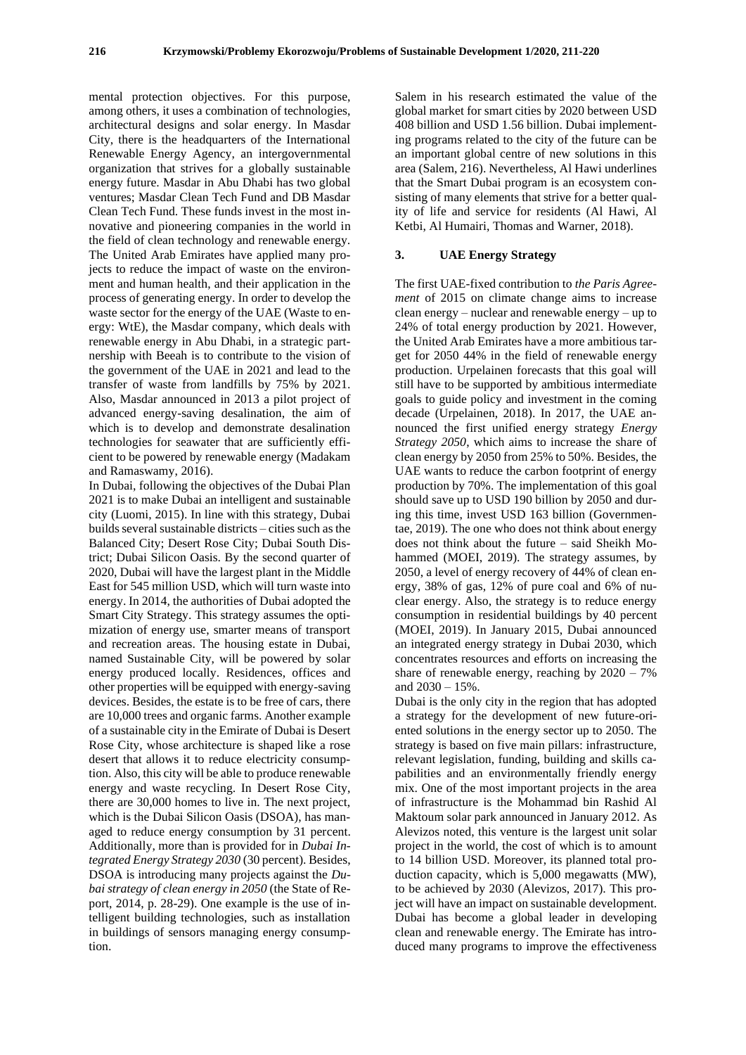mental protection objectives. For this purpose, among others, it uses a combination of technologies, architectural designs and solar energy. In Masdar City, there is the headquarters of the International Renewable Energy Agency, an intergovernmental organization that strives for a globally sustainable energy future. Masdar in Abu Dhabi has two global ventures; Masdar Clean Tech Fund and DB Masdar Clean Tech Fund. These funds invest in the most innovative and pioneering companies in the world in the field of clean technology and renewable energy. The United Arab Emirates have applied many projects to reduce the impact of waste on the environment and human health, and their application in the process of generating energy. In order to develop the waste sector for the energy of the UAE (Waste to energy: WtE), the Masdar company, which deals with renewable energy in Abu Dhabi, in a strategic partnership with Beeah is to contribute to the vision of the government of the UAE in 2021 and lead to the transfer of waste from landfills by 75% by 2021. Also, Masdar announced in 2013 a pilot project of advanced energy-saving desalination, the aim of which is to develop and demonstrate desalination technologies for seawater that are sufficiently efficient to be powered by renewable energy (Madakam and Ramaswamy, 2016).

In Dubai, following the objectives of the Dubai Plan 2021 is to make Dubai an intelligent and sustainable city (Luomi, 2015). In line with this strategy, Dubai builds several sustainable districts – cities such as the Balanced City; Desert Rose City; Dubai South District; Dubai Silicon Oasis. By the second quarter of 2020, Dubai will have the largest plant in the Middle East for 545 million USD, which will turn waste into energy. In 2014, the authorities of Dubai adopted the Smart City Strategy. This strategy assumes the optimization of energy use, smarter means of transport and recreation areas. The housing estate in Dubai, named Sustainable City, will be powered by solar energy produced locally. Residences, offices and other properties will be equipped with energy-saving devices. Besides, the estate is to be free of cars, there are 10,000 trees and organic farms. Another example of a sustainable city in the Emirate of Dubai is Desert Rose City, whose architecture is shaped like a rose desert that allows it to reduce electricity consumption. Also, this city will be able to produce renewable energy and waste recycling. In Desert Rose City, there are 30,000 homes to live in. The next project, which is the Dubai Silicon Oasis (DSOA), has managed to reduce energy consumption by 31 percent. Additionally, more than is provided for in *Dubai Integrated Energy Strategy 2030* (30 percent). Besides, DSOA is introducing many projects against the *Dubai strategy of clean energy in 2050* (the State of Report, 2014, p. 28-29). One example is the use of intelligent building technologies, such as installation in buildings of sensors managing energy consumption.

Salem in his research estimated the value of the global market for smart cities by 2020 between USD 408 billion and USD 1.56 billion. Dubai implementing programs related to the city of the future can be an important global centre of new solutions in this area (Salem, 216). Nevertheless, Al Hawi underlines that the Smart Dubai program is an ecosystem consisting of many elements that strive for a better quality of life and service for residents (Al Hawi, Al Ketbi, Al Humairi, Thomas and Warner, 2018).

## 3. UAE Energy Strategy

The first UAE-fixed contribution to *the Paris Agreement* of 2015 on climate change aims to increase clean energy – nuclear and renewable energy – up to 24% of total energy production by 2021. However, the United Arab Emirates have a more ambitious target for 2050 44% in the field of renewable energy production. Urpelainen forecasts that this goal will still have to be supported by ambitious intermediate goals to guide policy and investment in the coming decade (Urpelainen, 2018). In 2017, the UAE announced the first unified energy strategy *Energy Strategy 2050*, which aims to increase the share of clean energy by 2050 from 25% to 50%. Besides, the UAE wants to reduce the carbon footprint of energy production by 70%. The implementation of this goal should save up to USD 190 billion by 2050 and during this time, invest USD 163 billion (Governmentae, 2019). The one who does not think about energy does not think about the future – said Sheikh Mohammed (MOEI, 2019). The strategy assumes, by 2050, a level of energy recovery of 44% of clean energy, 38% of gas, 12% of pure coal and 6% of nuclear energy. Also, the strategy is to reduce energy consumption in residential buildings by 40 percent (MOEI, 2019). In January 2015, Dubai announced an integrated energy strategy in Dubai 2030, which concentrates resources and efforts on increasing the share of renewable energy, reaching by 2020 – 7% and 2030 – 15%.

Dubai is the only city in the region that has adopted a strategy for the development of new future-oriented solutions in the energy sector up to 2050. The strategy is based on five main pillars: infrastructure, relevant legislation, funding, building and skills capabilities and an environmentally friendly energy mix. One of the most important projects in the area of infrastructure is the Mohammad bin Rashid Al Maktoum solar park announced in January 2012. As Alevizos noted, this venture is the largest unit solar project in the world, the cost of which is to amount to 14 billion USD. Moreover, its planned total production capacity, which is 5,000 megawatts (MW), to be achieved by 2030 (Alevizos, 2017). This project will have an impact on sustainable development. Dubai has become a global leader in developing clean and renewable energy. The Emirate has introduced many programs to improve the effectiveness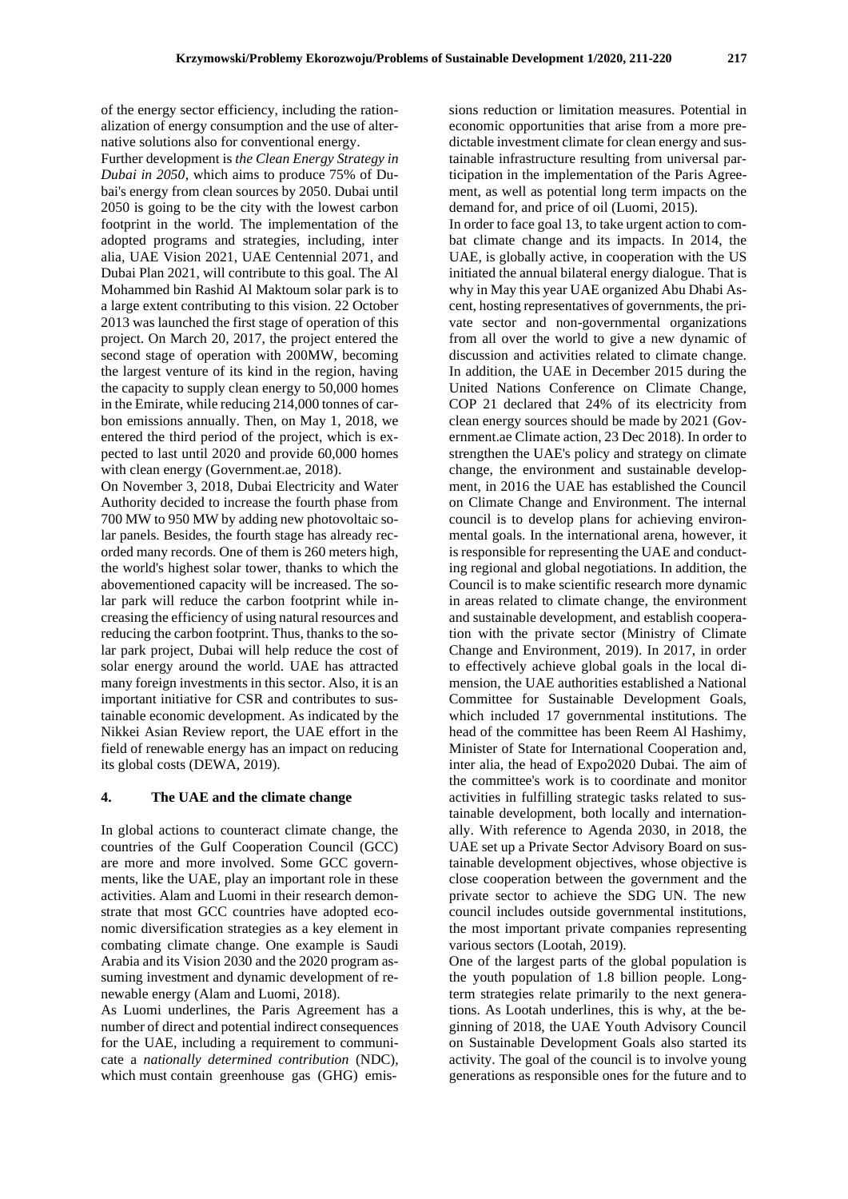of the energy sector efficiency, including the rationalization of energy consumption and the use of alternative solutions also for conventional energy.

Further development is *the Clean Energy Strategy in Dubai in 2050*, which aims to produce 75% of Dubai's energy from clean sources by 2050. Dubai until 2050 is going to be the city with the lowest carbon footprint in the world. The implementation of the adopted programs and strategies, including, inter alia, UAE Vision 2021, UAE Centennial 2071, and Dubai Plan 2021, will contribute to this goal. The Al Mohammed bin Rashid Al Maktoum solar park is to a large extent contributing to this vision. 22 October 2013 was launched the first stage of operation of this project. On March 20, 2017, the project entered the second stage of operation with 200MW, becoming the largest venture of its kind in the region, having the capacity to supply clean energy to 50,000 homes in the Emirate, while reducing 214,000 tonnes of carbon emissions annually. Then, on May 1, 2018, we entered the third period of the project, which is expected to last until 2020 and provide 60,000 homes with clean energy (Government.ae, 2018).

On November 3, 2018, Dubai Electricity and Water Authority decided to increase the fourth phase from 700 MW to 950 MW by adding new photovoltaic solar panels. Besides, the fourth stage has already recorded many records. One of them is 260 meters high, the world's highest solar tower, thanks to which the abovementioned capacity will be increased. The solar park will reduce the carbon footprint while increasing the efficiency of using natural resources and reducing the carbon footprint. Thus, thanks to the solar park project, Dubai will help reduce the cost of solar energy around the world. UAE has attracted many foreign investments in this sector. Also, it is an important initiative for CSR and contributes to sustainable economic development. As indicated by the Nikkei Asian Review report, the UAE effort in the field of renewable energy has an impact on reducing its global costs (DEWA, 2019).

## 4. The UAE and the climate change

In global actions to counteract climate change, the countries of the Gulf Cooperation Council (GCC) are more and more involved. Some GCC governments, like the UAE, play an important role in these activities. Alam and Luomi in their research demonstrate that most GCC countries have adopted economic diversification strategies as a key element in combating climate change. One example is Saudi Arabia and its Vision 2030 and the 2020 program assuming investment and dynamic development of renewable energy (Alam and Luomi, 2018).

As Luomi underlines, the Paris Agreement has a number of direct and potential indirect consequences for the UAE, including a requirement to communicate a *nationally determined contribution* (NDC), which must contain greenhouse gas (GHG) emissions reduction or limitation measures. Potential in economic opportunities that arise from a more predictable investment climate for clean energy and sustainable infrastructure resulting from universal participation in the implementation of the Paris Agreement, as well as potential long term impacts on the demand for, and price of oil (Luomi, 2015).

In order to face goal 13, to take urgent action to combat climate change and its impacts. In 2014, the UAE, is globally active, in cooperation with the US initiated the annual bilateral energy dialogue. That is why in May this year UAE organized Abu Dhabi Ascent, hosting representatives of governments, the private sector and non-governmental organizations from all over the world to give a new dynamic of discussion and activities related to climate change. In addition, the UAE in December 2015 during the United Nations Conference on Climate Change, COP 21 declared that 24% of its electricity from clean energy sources should be made by 2021 (Government.ae Climate action, 23 Dec 2018). In order to strengthen the UAE's policy and strategy on climate change, the environment and sustainable development, in 2016 the UAE has established the Council on Climate Change and Environment. The internal council is to develop plans for achieving environmental goals. In the international arena, however, it is responsible for representing the UAE and conducting regional and global negotiations. In addition, the Council is to make scientific research more dynamic in areas related to climate change, the environment and sustainable development, and establish cooperation with the private sector (Ministry of Climate Change and Environment, 2019). In 2017, in order to effectively achieve global goals in the local dimension, the UAE authorities established a National Committee for Sustainable Development Goals, which included 17 governmental institutions. The head of the committee has been Reem Al Hashimy, Minister of State for International Cooperation and, inter alia, the head of Expo2020 Dubai. The aim of the committee's work is to coordinate and monitor activities in fulfilling strategic tasks related to sustainable development, both locally and internationally. With reference to Agenda 2030, in 2018, the UAE set up a Private Sector Advisory Board on sustainable development objectives, whose objective is close cooperation between the government and the private sector to achieve the SDG UN. The new council includes outside governmental institutions, the most important private companies representing various sectors (Lootah, 2019).

One of the largest parts of the global population is the youth population of 1.8 billion people. Long-term strategies relate primarily to the next generations. As Lootah underlines, this is why, at the beginning of 2018, the UAE Youth Advisory Council on Sustainable Development Goals also started its activity. The goal of the council is to involve young generations as responsible ones for the future and to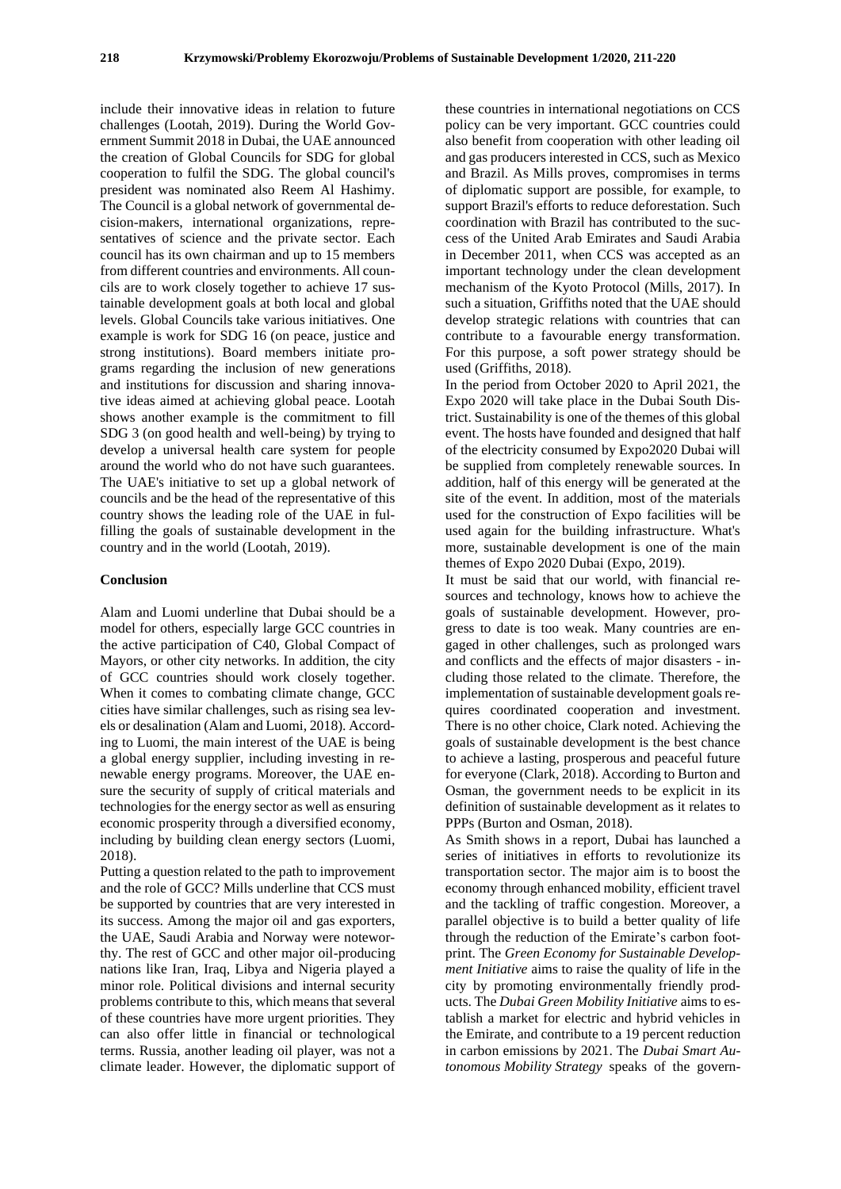include their innovative ideas in relation to future challenges (Lootah, 2019). During the World Government Summit 2018 in Dubai, the UAE announced the creation of Global Councils for SDG for global cooperation to fulfil the SDG. The global council's president was nominated also Reem Al Hashimy. The Council is a global network of governmental decision-makers, international organizations, representatives of science and the private sector. Each council has its own chairman and up to 15 members from different countries and environments. All councils are to work closely together to achieve 17 sustainable development goals at both local and global levels. Global Councils take various initiatives. One example is work for SDG 16 (on peace, justice and strong institutions). Board members initiate programs regarding the inclusion of new generations and institutions for discussion and sharing innovative ideas aimed at achieving global peace. Lootah shows another example is the commitment to fill SDG 3 (on good health and well-being) by trying to develop a universal health care system for people around the world who do not have such guarantees. The UAE's initiative to set up a global network of councils and be the head of the representative of this country shows the leading role of the UAE in fulfilling the goals of sustainable development in the country and in the world (Lootah, 2019).

## Conclusion

Alam and Luomi underline that Dubai should be a model for others, especially large GCC countries in the active participation of C40, Global Compact of Mayors, or other city networks. In addition, the city of GCC countries should work closely together. When it comes to combating climate change, GCC cities have similar challenges, such as rising sea levels or desalination (Alam and Luomi, 2018). According to Luomi, the main interest of the UAE is being a global energy supplier, including investing in renewable energy programs. Moreover, the UAE ensure the security of supply of critical materials and technologies for the energy sector as well as ensuring economic prosperity through a diversified economy, including by building clean energy sectors (Luomi, 2018).

Putting a question related to the path to improvement and the role of GCC? Mills underline that CCS must be supported by countries that are very interested in its success. Among the major oil and gas exporters, the UAE, Saudi Arabia and Norway were noteworthy. The rest of GCC and other major oil-producing nations like Iran, Iraq, Libya and Nigeria played a minor role. Political divisions and internal security problems contribute to this, which means that several of these countries have more urgent priorities. They can also offer little in financial or technological terms. Russia, another leading oil player, was not a climate leader. However, the diplomatic support of these countries in international negotiations on CCS policy can be very important. GCC countries could also benefit from cooperation with other leading oil and gas producers interested in CCS, such as Mexico and Brazil. As Mills proves, compromises in terms of diplomatic support are possible, for example, to support Brazil's efforts to reduce deforestation. Such coordination with Brazil has contributed to the success of the United Arab Emirates and Saudi Arabia in December 2011, when CCS was accepted as an important technology under the clean development mechanism of the Kyoto Protocol (Mills, 2017). In such a situation, Griffiths noted that the UAE should develop strategic relations with countries that can contribute to a favourable energy transformation. For this purpose, a soft power strategy should be used (Griffiths, 2018).

In the period from October 2020 to April 2021, the Expo 2020 will take place in the Dubai South District. Sustainability is one of the themes of this global event. The hosts have founded and designed that half of the electricity consumed by Expo2020 Dubai will be supplied from completely renewable sources. In addition, half of this energy will be generated at the site of the event. In addition, most of the materials used for the construction of Expo facilities will be used again for the building infrastructure. What's more, sustainable development is one of the main themes of Expo 2020 Dubai (Expo, 2019).

It must be said that our world, with financial resources and technology, knows how to achieve the goals of sustainable development. However, progress to date is too weak. Many countries are engaged in other challenges, such as prolonged wars and conflicts and the effects of major disasters - including those related to the climate. Therefore, the implementation of sustainable development goals requires coordinated cooperation and investment. There is no other choice, Clark noted. Achieving the goals of sustainable development is the best chance to achieve a lasting, prosperous and peaceful future for everyone (Clark, 2018). According to Burton and Osman, the government needs to be explicit in its definition of sustainable development as it relates to PPPs (Burton and Osman, 2018).

As Smith shows in a report, Dubai has launched a series of initiatives in efforts to revolutionize its transportation sector. The major aim is to boost the economy through enhanced mobility, efficient travel and the tackling of traffic congestion. Moreover, a parallel objective is to build a better quality of life through the reduction of the Emirate's carbon footprint. The *Green Economy for Sustainable Development Initiative* aims to raise the quality of life in the city by promoting environmentally friendly products. The *Dubai Green Mobility Initiative* aims to establish a market for electric and hybrid vehicles in the Emirate, and contribute to a 19 percent reduction in carbon emissions by 2021. The *Dubai Smart Autonomous Mobility Strategy* speaks of the govern-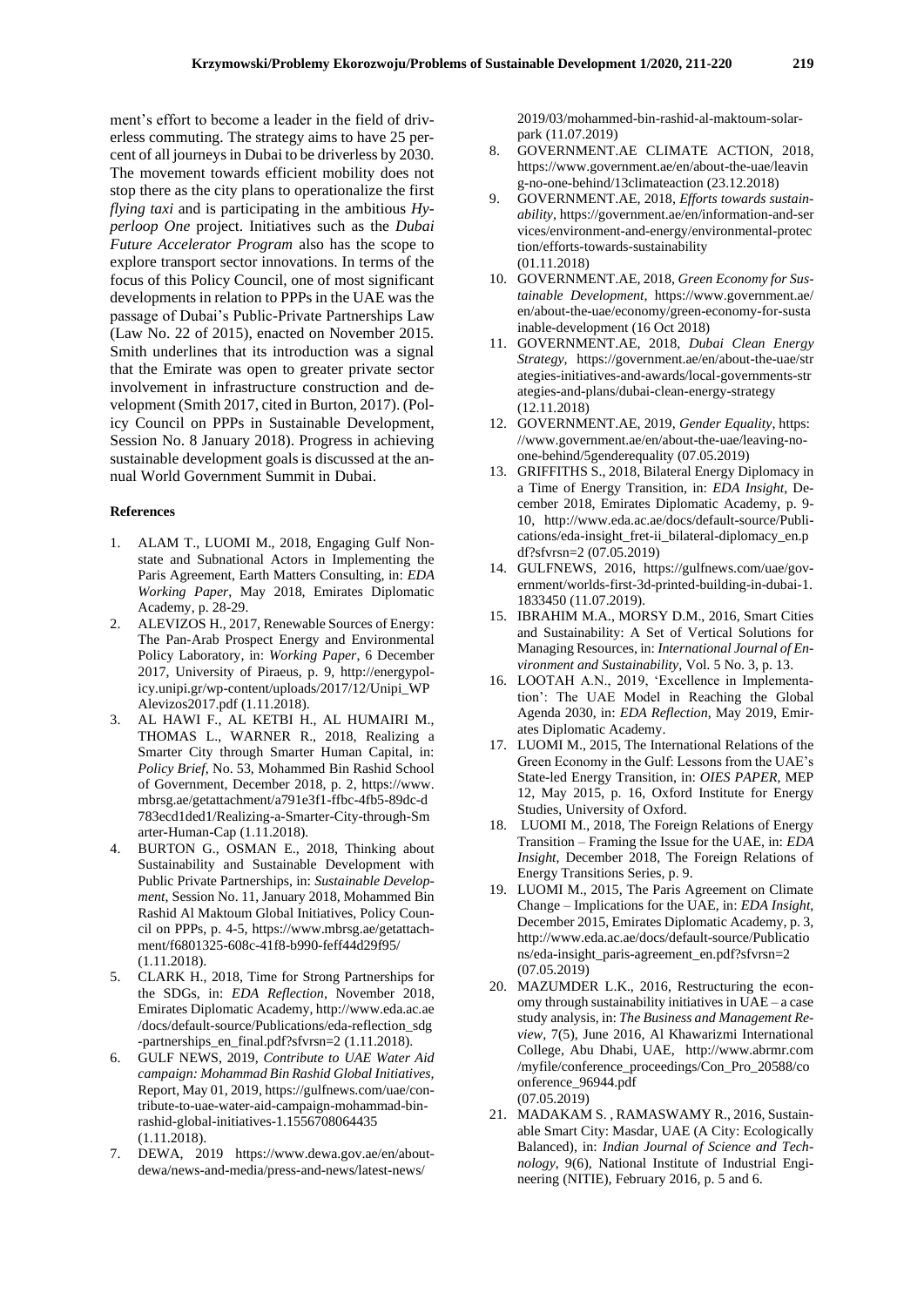ment's effort to become a leader in the field of driverless commuting. The strategy aims to have 25 percent of all journeys in Dubai to be driverless by 2030. The movement towards efficient mobility does not stop there as the city plans to operationalize the first *flying taxi* and is participating in the ambitious *Hyperloop One* project. Initiatives such as the *Dubai Future Accelerator Program* also has the scope to explore transport sector innovations. In terms of the focus of this Policy Council, one of most significant developments in relation to PPPs in the UAE was the passage of Dubai's Public-Private Partnerships Law (Law No. 22 of 2015), enacted on November 2015. Smith underlines that its introduction was a signal that the Emirate was open to greater private sector involvement in infrastructure construction and development (Smith 2017, cited in Burton, 2017). (Policy Council on PPPs in Sustainable Development, Session No. 8 January 2018). Progress in achieving sustainable development goals is discussed at the annual World Government Summit in Dubai.

**References**

1. ALAM T., LUOMI M., 2018, Engaging Gulf Non-state and Subnational Actors in Implementing the Paris Agreement, Earth Matters Consulting, in: *EDA Working Paper*, May 2018, Emirates Diplomatic Academy, p. 28-29.
2. ALEVIZOS H., 2017, Renewable Sources of Energy: The Pan-Arab Prospect Energy and Environmental Policy Laboratory, in: *Working Paper*, 6 December 2017, University of Piraeus, p. 9, http://energypolicy.unipi.gr/wp-content/uploads/2017/12/Unipi_WP Alevizos2017.pdf (1.11.2018).
3. AL HAWI F., AL KETBI H., AL HUMAIRI M., THOMAS L., WARNER R., 2018, Realizing a Smarter City through Smarter Human Capital, in: *Policy Brief*, No. 53, Mohammed Bin Rashid School of Government, December 2018, p. 2, https://www.mbrsg.ae/getattachment/a791e3f1-ffbc-4fb5-89dc-d783ecd1ded1/Realizing-a-Smarter-City-through-Smarter-Human-Cap (1.11.2018).
4. BURTON G., OSMAN E., 2018, Thinking about Sustainability and Sustainable Development with Public Private Partnerships, in: *Sustainable Development*, Session No. 11, January 2018, Mohammed Bin Rashid Al Maktoum Global Initiatives, Policy Council on PPPs, p. 4-5, https://www.mbrsg.ae/getattachment/f6801325-608c-41f8-b990-feff44d29f95/ (1.11.2018).
5. CLARK H., 2018, Time for Strong Partnerships for the SDGs, in: *EDA Reflection*, November 2018, Emirates Diplomatic Academy, http://www.eda.ac.ae/docs/default-source/Publications/eda-reflection_sdg-partnerships_en_final.pdf?sfvrsn=2 (1.11.2018).
6. GULF NEWS, 2019, *Contribute to UAE Water Aid campaign: Mohammad Bin Rashid Global Initiatives*, Report, May 01, 2019, https://gulfnews.com/uae/contribute-to-uae-water-aid-campaign-mohammad-bin-rashid-global-initiatives-1.1556708064435 (1.11.2018).
7. DEWA, 2019 https://www.dewa.gov.ae/en/about-dewa/news-and-media/press-and-news/latest-news/2019/03/mohammed-bin-rashid-al-maktoum-solar-park (11.07.2019)
8. GOVERNMENT.AE CLIMATE ACTION, 2018, https://www.government.ae/en/about-the-uae/leaving-no-one-behind/13climateaction (23.12.2018)
9. GOVERNMENT.AE, 2018, *Efforts towards sustainability*, https://government.ae/en/information-and-services/environment-and-energy/environmental-protection/efforts-towards-sustainability (01.11.2018)
10. GOVERNMENT.AE, 2018, *Green Economy for Sustainable Development*, https://www.government.ae/en/about-the-uae/economy/green-economy-for-sustainable-development (16 Oct 2018)
11. GOVERNMENT.AE, 2018, *Dubai Clean Energy Strategy*, https://government.ae/en/about-the-uae/strategies-initiatives-and-awards/local-governments-strategies-and-plans/dubai-clean-energy-strategy (12.11.2018)
12. GOVERNMENT.AE, 2019, *Gender Equality*, https://www.government.ae/en/about-the-uae/leaving-no-one-behind/5genderequality (07.05.2019)
13. GRIFFITHS S., 2018, Bilateral Energy Diplomacy in a Time of Energy Transition, in: *EDA Insight*, December 2018, Emirates Diplomatic Academy, p. 9-10, http://www.eda.ac.ae/docs/default-source/Publications/eda-insight_fret-ii_bilateral-diplomacy_en.pdf?sfvrsn=2 (07.05.2019)
14. GULFNEWS, 2016, https://gulfnews.com/uae/government/worlds-first-3d-printed-building-in-dubai-1.1833450 (11.07.2019).
15. IBRAHIM M.A., MORSY D.M., 2016, Smart Cities and Sustainability: A Set of Vertical Solutions for Managing Resources, in: *International Journal of Environment and Sustainability*, Vol. 5 No. 3, p. 13.
16. LOOTAH A.N., 2019, 'Excellence in Implementation': The UAE Model in Reaching the Global Agenda 2030, in: *EDA Reflection*, May 2019, Emirates Diplomatic Academy.
17. LUOMI M., 2015, The International Relations of the Green Economy in the Gulf: Lessons from the UAE's State-led Energy Transition, in: *OIES PAPER*, MEP 12, May 2015, p. 16, Oxford Institute for Energy Studies, University of Oxford.
18. LUOMI M., 2018, The Foreign Relations of Energy Transition – Framing the Issue for the UAE, in: *EDA Insight*, December 2018, The Foreign Relations of Energy Transitions Series, p. 9.
19. LUOMI M., 2015, The Paris Agreement on Climate Change – Implications for the UAE, in: *EDA Insight*, December 2015, Emirates Diplomatic Academy, p. 3, http://www.eda.ac.ae/docs/default-source/Publications/eda-insight_paris-agreement_en.pdf?sfvrsn=2 (07.05.2019)
20. MAZUMDER L.K., 2016, Restructuring the economy through sustainability initiatives in UAE – a case study analysis, in: *The Business and Management Review*, 7(5), June 2016, Al Khawarizmi International College, Abu Dhabi, UAE, http://www.abrmr.com/myfile/conference_proceedings/Con_Pro_20588/conference_96944.pdf (07.05.2019)
21. MADAKAM S. , RAMASWAMY R., 2016, Sustainable Smart City: Masdar, UAE (A City: Ecologically Balanced), in: *Indian Journal of Science and Technology*, 9(6), National Institute of Industrial Engineering (NITIE), February 2016, p. 5 and 6.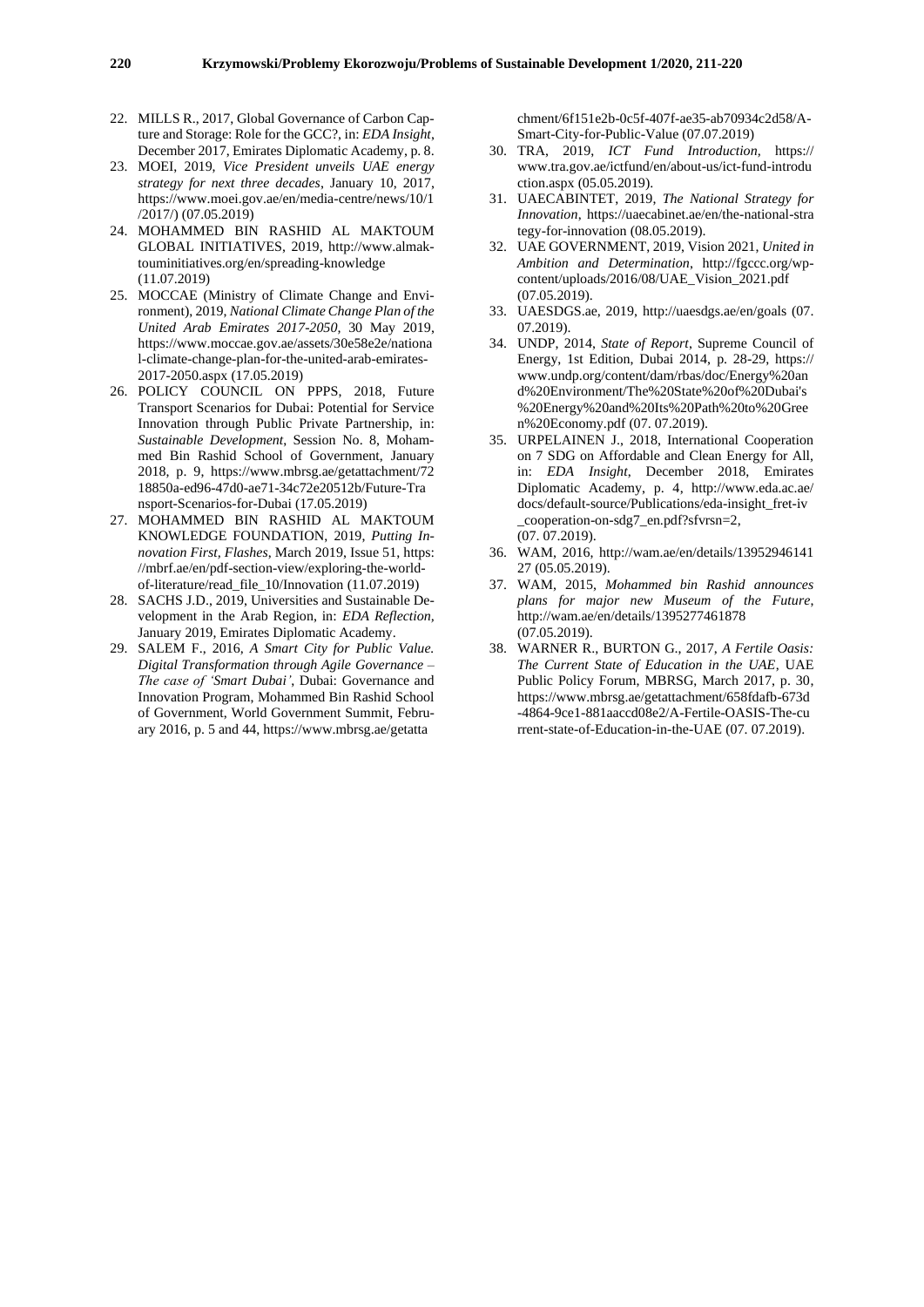22. MILLS R., 2017, Global Governance of Carbon Capture and Storage: Role for the GCC?, in: *EDA Insight*, December 2017, Emirates Diplomatic Academy, p. 8.
23. MOEI, 2019, *Vice President unveils UAE energy strategy for next three decades*, January 10, 2017, https://www.moei.gov.ae/en/media-centre/news/10/1/2017/) (07.05.2019)
24. MOHAMMED BIN RASHID AL MAKTOUM GLOBAL INITIATIVES, 2019, http://www.almaktouminitiatives.org/en/spreading-knowledge (11.07.2019)
25. MOCCAE (Ministry of Climate Change and Environment), 2019, *National Climate Change Plan of the United Arab Emirates 2017-2050*, 30 May 2019, https://www.moccae.gov.ae/assets/30e58e2e/national-climate-change-plan-for-the-united-arab-emirates-2017-2050.aspx (17.05.2019)
26. POLICY COUNCIL ON PPPS, 2018, Future Transport Scenarios for Dubai: Potential for Service Innovation through Public Private Partnership, in: *Sustainable Development*, Session No. 8, Mohammed Bin Rashid School of Government, January 2018, p. 9, https://www.mbrsg.ae/getattachment/7218850a-ed96-47d0-ae71-34c72e20512b/Future-Transport-Scenarios-for-Dubai (17.05.2019)
27. MOHAMMED BIN RASHID AL MAKTOUM KNOWLEDGE FOUNDATION, 2019, *Putting Innovation First, Flashes*, March 2019, Issue 51, https://mbrf.ae/en/pdf-section-view/exploring-the-world-of-literature/read_file_10/Innovation (11.07.2019)
28. SACHS J.D., 2019, Universities and Sustainable Development in the Arab Region, in: *EDA Reflection*, January 2019, Emirates Diplomatic Academy.
29. SALEM F., 2016, *A Smart City for Public Value. Digital Transformation through Agile Governance – The case of 'Smart Dubai'*, Dubai: Governance and Innovation Program, Mohammed Bin Rashid School of Government, World Government Summit, February 2016, p. 5 and 44, https://www.mbrsg.ae/getattachment/6f151e2b-0c5f-407f-ae35-ab70934c2d58/A-Smart-City-for-Public-Value (07.07.2019)
30. TRA, 2019, *ICT Fund Introduction*, https://www.tra.gov.ae/ictfund/en/about-us/ict-fund-introduction.aspx (05.05.2019).
31. UAECABINTET, 2019, *The National Strategy for Innovation*, https://uaecabinet.ae/en/the-national-strategy-for-innovation (08.05.2019).
32. UAE GOVERNMENT, 2019, Vision 2021, *United in Ambition and Determination*, http://fgccc.org/wp-content/uploads/2016/08/UAE_Vision_2021.pdf (07.05.2019).
33. UAESDGS.ae, 2019, http://uaesdgs.ae/en/goals (07.07.2019).
34. UNDP, 2014, *State of Report*, Supreme Council of Energy, 1st Edition, Dubai 2014, p. 28-29, https://www.undp.org/content/dam/rbas/doc/Energy%20and%20Environment/The%20State%20of%20Dubai's%20Energy%20and%20Its%20Path%20to%20Green%20Economy.pdf (07. 07.2019).
35. URPELAINEN J., 2018, International Cooperation on 7 SDG on Affordable and Clean Energy for All, in: *EDA Insight*, December 2018, Emirates Diplomatic Academy, p. 4, http://www.eda.ac.ae/docs/default-source/Publications/eda-insight_fret-iv_cooperation-on-sdg7_en.pdf?sfvrsn=2, (07. 07.2019).
36. WAM, 2016, http://wam.ae/en/details/1395294614127 (05.05.2019).
37. WAM, 2015, *Mohammed bin Rashid announces plans for major new Museum of the Future*, http://wam.ae/en/details/1395277461878 (07.05.2019).
38. WARNER R., BURTON G., 2017, *A Fertile Oasis: The Current State of Education in the UAE*, UAE Public Policy Forum, MBRSG, March 2017, p. 30, https://www.mbrsg.ae/getattachment/658fdafb-673d-4864-9ce1-881aaccd08e2/A-Fertile-OASIS-The-current-state-of-Education-in-the-UAE (07. 07.2019).